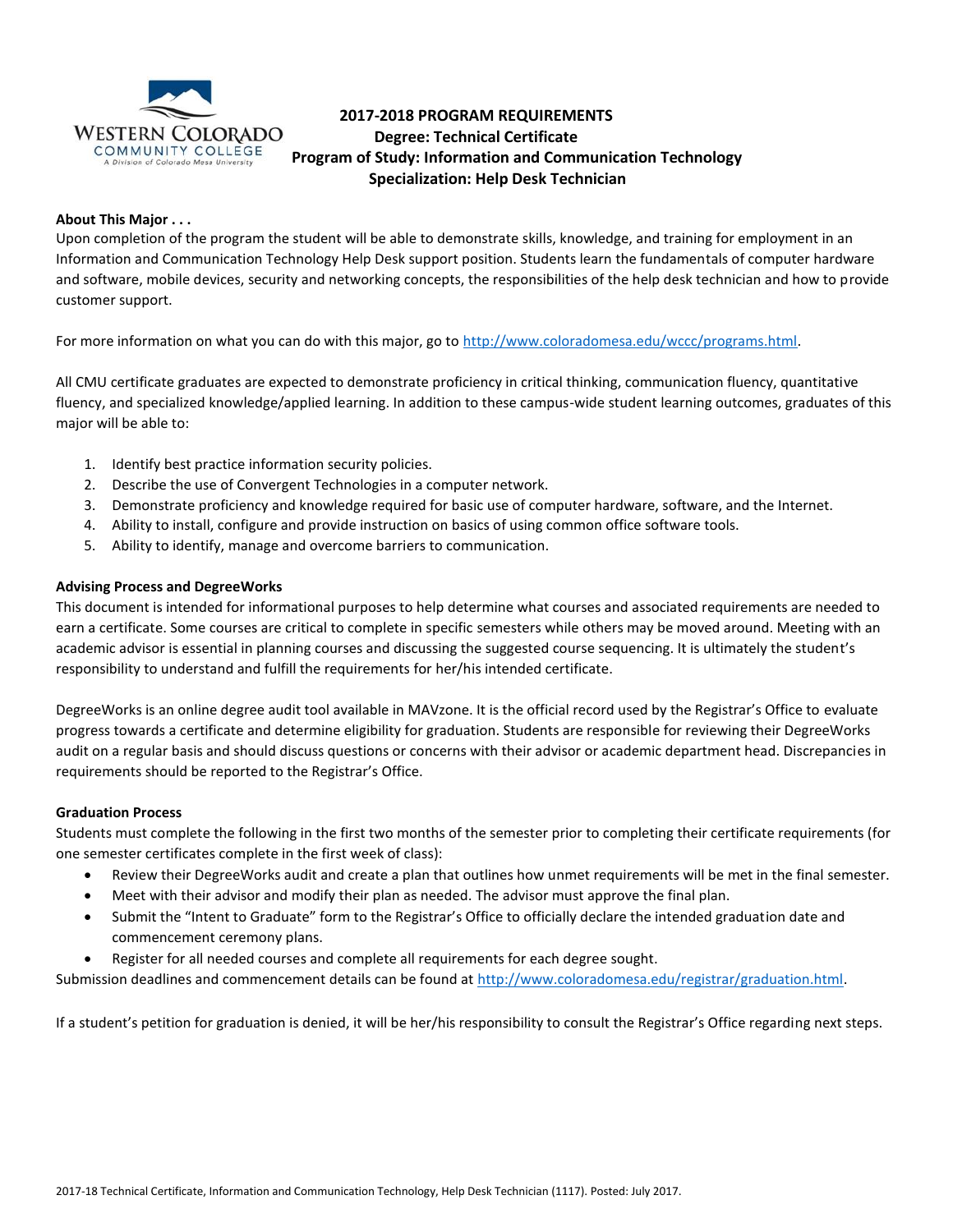# 2017-2018 PROGRAM REQUIREMENTS

**Degree: Technical Certificate**

**Program of Study: Information and Communication Technology**

**Specialization: Help Desk Technician**

**About This Major . . .**

Upon completion of the program the student will be able to demonstrate skills, knowledge, and training for employment in an Information and Communication Technology Help Desk support position. Students learn the fundamentals of computer hardware and software, mobile devices, security and networking concepts, the responsibilities of the help desk technician and how to provide customer support.

For more information on what you can do with this major, go to [http://www.coloradomesa.edu/wccc/programs.html](http://www.coloradomesa.edu/wccc/programs.html).

All CMU certificate graduates are expected to demonstrate proficiency in critical thinking, communication fluency, quantitative fluency, and specialized knowledge/applied learning. In addition to these campus-wide student learning outcomes, graduates of this major will be able to:

1. Identify best practice information security policies.
2. Describe the use of Convergent Technologies in a computer network.
3. Demonstrate proficiency and knowledge required for basic use of computer hardware, software, and the Internet.
4. Ability to install, configure and provide instruction on basics of using common office software tools.
5. Ability to identify, manage and overcome barriers to communication.

**Advising Process and DegreeWorks**

This document is intended for informational purposes to help determine what courses and associated requirements are needed to earn a certificate. Some courses are critical to complete in specific semesters while others may be moved around. Meeting with an academic advisor is essential in planning courses and discussing the suggested course sequencing. It is ultimately the student's responsibility to understand and fulfill the requirements for her/his intended certificate.

DegreeWorks is an online degree audit tool available in MAVzone. It is the official record used by the Registrar's Office to evaluate progress towards a certificate and determine eligibility for graduation. Students are responsible for reviewing their DegreeWorks audit on a regular basis and should discuss questions or concerns with their advisor or academic department head. Discrepancies in requirements should be reported to the Registrar's Office.

**Graduation Process**

Students must complete the following in the first two months of the semester prior to completing their certificate requirements (for one semester certificates complete in the first week of class):

- Review their DegreeWorks audit and create a plan that outlines how unmet requirements will be met in the final semester.
- Meet with their advisor and modify their plan as needed. The advisor must approve the final plan.
- Submit the "Intent to Graduate" form to the Registrar's Office to officially declare the intended graduation date and commencement ceremony plans.
- Register for all needed courses and complete all requirements for each degree sought.

Submission deadlines and commencement details can be found at [http://www.coloradomesa.edu/registrar/graduation.html](http://www.coloradomesa.edu/registrar/graduation.html).

If a student's petition for graduation is denied, it will be her/his responsibility to consult the Registrar's Office regarding next steps.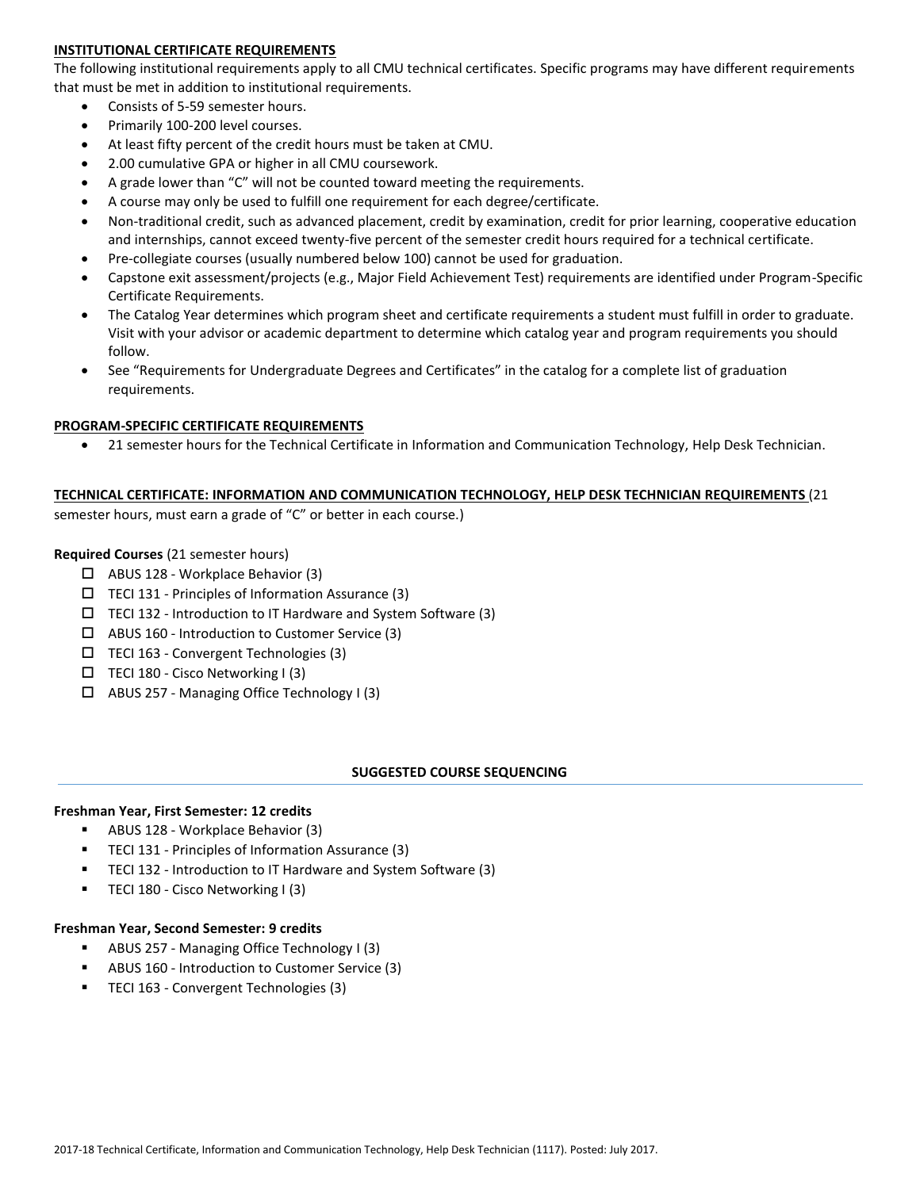**INSTITUTIONAL CERTIFICATE REQUIREMENTS**

The following institutional requirements apply to all CMU technical certificates. Specific programs may have different requirements that must be met in addition to institutional requirements.

- Consists of 5-59 semester hours.
- Primarily 100-200 level courses.
- At least fifty percent of the credit hours must be taken at CMU.
- 2.00 cumulative GPA or higher in all CMU coursework.
- A grade lower than "C" will not be counted toward meeting the requirements.
- A course may only be used to fulfill one requirement for each degree/certificate.
- Non-traditional credit, such as advanced placement, credit by examination, credit for prior learning, cooperative education and internships, cannot exceed twenty-five percent of the semester credit hours required for a technical certificate.
- Pre-collegiate courses (usually numbered below 100) cannot be used for graduation.
- Capstone exit assessment/projects (e.g., Major Field Achievement Test) requirements are identified under Program-Specific Certificate Requirements.
- The Catalog Year determines which program sheet and certificate requirements a student must fulfill in order to graduate. Visit with your advisor or academic department to determine which catalog year and program requirements you should follow.
- See "Requirements for Undergraduate Degrees and Certificates" in the catalog for a complete list of graduation requirements.

**PROGRAM-SPECIFIC CERTIFICATE REQUIREMENTS**

- 21 semester hours for the Technical Certificate in Information and Communication Technology, Help Desk Technician.

**TECHNICAL CERTIFICATE: INFORMATION AND COMMUNICATION TECHNOLOGY, HELP DESK TECHNICIAN REQUIREMENTS** (21 semester hours, must earn a grade of "C" or better in each course.)

**Required Courses** (21 semester hours)

- ☐ ABUS 128 - Workplace Behavior (3)
- ☐ TECI 131 - Principles of Information Assurance (3)
- ☐ TECI 132 - Introduction to IT Hardware and System Software (3)
- ☐ ABUS 160 - Introduction to Customer Service (3)
- ☐ TECI 163 - Convergent Technologies (3)
- ☐ TECI 180 - Cisco Networking I (3)
- ☐ ABUS 257 - Managing Office Technology I (3)

**SUGGESTED COURSE SEQUENCING**

**Freshman Year, First Semester: 12 credits**

- ABUS 128 - Workplace Behavior (3)
- TECI 131 - Principles of Information Assurance (3)
- TECI 132 - Introduction to IT Hardware and System Software (3)
- TECI 180 - Cisco Networking I (3)

**Freshman Year, Second Semester: 9 credits**

- ABUS 257 - Managing Office Technology I (3)
- ABUS 160 - Introduction to Customer Service (3)
- TECI 163 - Convergent Technologies (3)

2017-18 Technical Certificate, Information and Communication Technology, Help Desk Technician (1117). Posted: July 2017.